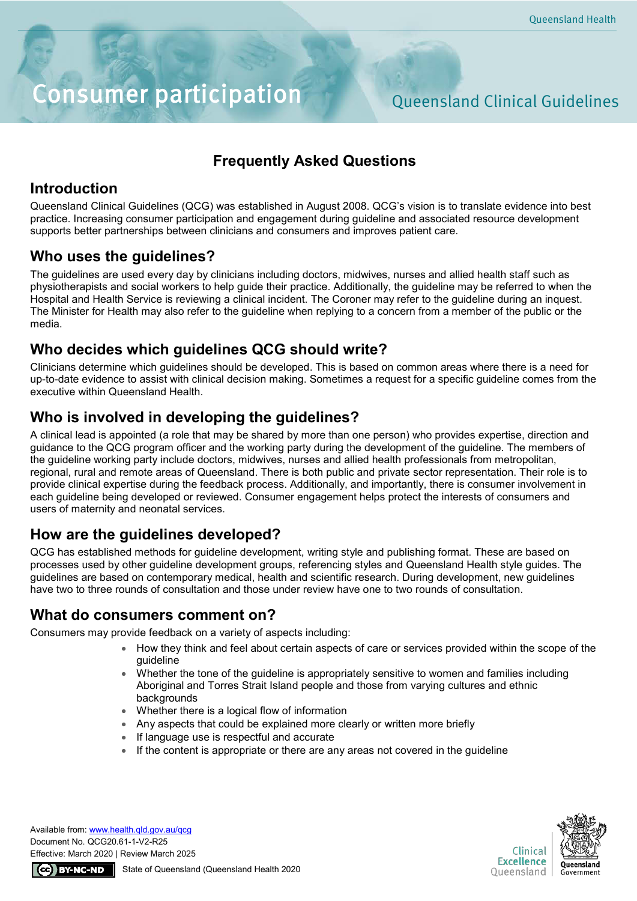# Consumer participation

Queensland Clinical Guidelines

## Frequently Asked Questions

## Introduction

Queensland Clinical Guidelines (QCG) was established in August 2008. QCG's vision is to translate evidence into best practice. Increasing consumer participation and engagement during guideline and associated resource development supports better partnerships between clinicians and consumers and improves patient care.

## Who uses the guidelines?

The guidelines are used every day by clinicians including doctors, midwives, nurses and allied health staff such as physiotherapists and social workers to help guide their practice. Additionally, the guideline may be referred to when the Hospital and Health Service is reviewing a clinical incident. The Coroner may refer to the guideline during an inquest. The Minister for Health may also refer to the guideline when replying to a concern from a member of the public or the media.

## Who decides which guidelines QCG should write?

Clinicians determine which guidelines should be developed. This is based on common areas where there is a need for up-to-date evidence to assist with clinical decision making. Sometimes a request for a specific guideline comes from the executive within Queensland Health.

## Who is involved in developing the guidelines?

A clinical lead is appointed (a role that may be shared by more than one person) who provides expertise, direction and guidance to the QCG program officer and the working party during the development of the guideline. The members of the guideline working party include doctors, midwives, nurses and allied health professionals from metropolitan, regional, rural and remote areas of Queensland. There is both public and private sector representation. Their role is to provide clinical expertise during the feedback process. Additionally, and importantly, there is consumer involvement in each guideline being developed or reviewed. Consumer engagement helps protect the interests of consumers and users of maternity and neonatal services.

## How are the guidelines developed?

QCG has established methods for guideline development, writing style and publishing format. These are based on processes used by other guideline development groups, referencing styles and Queensland Health style guides. The guidelines are based on contemporary medical, health and scientific research. During development, new guidelines have two to three rounds of consultation and those under review have one to two rounds of consultation.

## What do consumers comment on?

Consumers may provide feedback on a variety of aspects including:

- How they think and feel about certain aspects of care or services provided within the scope of the guideline
- Whether the tone of the guideline is appropriately sensitive to women and families including Aboriginal and Torres Strait Island people and those from varying cultures and ethnic backgrounds
- Whether there is a logical flow of information
- Any aspects that could be explained more clearly or written more briefly
- If language use is respectful and accurate
- If the content is appropriate or there are any areas not covered in the guideline

Available from: www.health.qld.gov.au/qcg
Document No. QCG20.61-1-V2-R25
Effective: March 2020 | Review March 2025

BY-NC-ND State of Queensland (Queensland Health 2020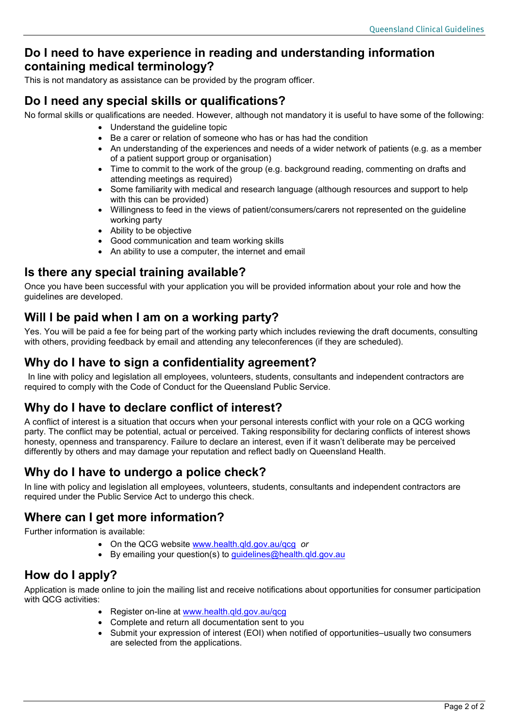## Do I need to have experience in reading and understanding information containing medical terminology?

This is not mandatory as assistance can be provided by the program officer.

## Do I need any special skills or qualifications?

No formal skills or qualifications are needed. However, although not mandatory it is useful to have some of the following:

- Understand the guideline topic
- Be a carer or relation of someone who has or has had the condition
- An understanding of the experiences and needs of a wider network of patients (e.g. as a member of a patient support group or organisation)
- Time to commit to the work of the group (e.g. background reading, commenting on drafts and attending meetings as required)
- Some familiarity with medical and research language (although resources and support to help with this can be provided)
- Willingness to feed in the views of patient/consumers/carers not represented on the guideline working party
- Ability to be objective
- Good communication and team working skills
- An ability to use a computer, the internet and email

## Is there any special training available?

Once you have been successful with your application you will be provided information about your role and how the guidelines are developed.

## Will I be paid when I am on a working party?

Yes. You will be paid a fee for being part of the working party which includes reviewing the draft documents, consulting with others, providing feedback by email and attending any teleconferences (if they are scheduled).

## Why do I have to sign a confidentiality agreement?

In line with policy and legislation all employees, volunteers, students, consultants and independent contractors are required to comply with the Code of Conduct for the Queensland Public Service.

## Why do I have to declare conflict of interest?

A conflict of interest is a situation that occurs when your personal interests conflict with your role on a QCG working party. The conflict may be potential, actual or perceived. Taking responsibility for declaring conflicts of interest shows honesty, openness and transparency. Failure to declare an interest, even if it wasn't deliberate may be perceived differently by others and may damage your reputation and reflect badly on Queensland Health.

## Why do I have to undergo a police check?

In line with policy and legislation all employees, volunteers, students, consultants and independent contractors are required under the Public Service Act to undergo this check.

## Where can I get more information?

Further information is available:

- On the QCG website www.health.qld.gov.au/qcg *or*
- By emailing your question(s) to guidelines@health.qld.gov.au

## How do I apply?

Application is made online to join the mailing list and receive notifications about opportunities for consumer participation with QCG activities:

- Register on-line at www.health.qld.gov.au/qcg
- Complete and return all documentation sent to you
- Submit your expression of interest (EOI) when notified of opportunities–usually two consumers are selected from the applications.